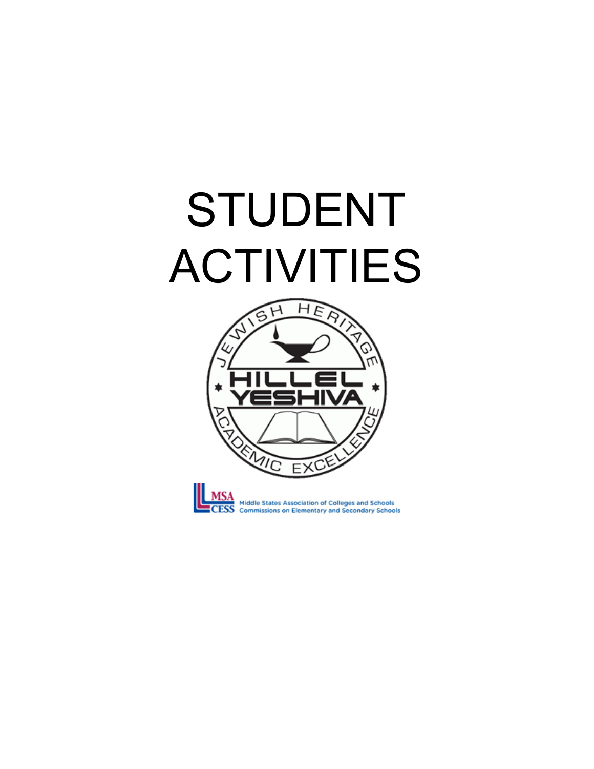# STUDENT ACTIVITIES

JEWISH HERITAGE

HILLEL YESHIVA

ACADEMIC EXCELLENCE

MSA CESS Middle States Association of Colleges and Schools Commissions on Elementary and Secondary Schools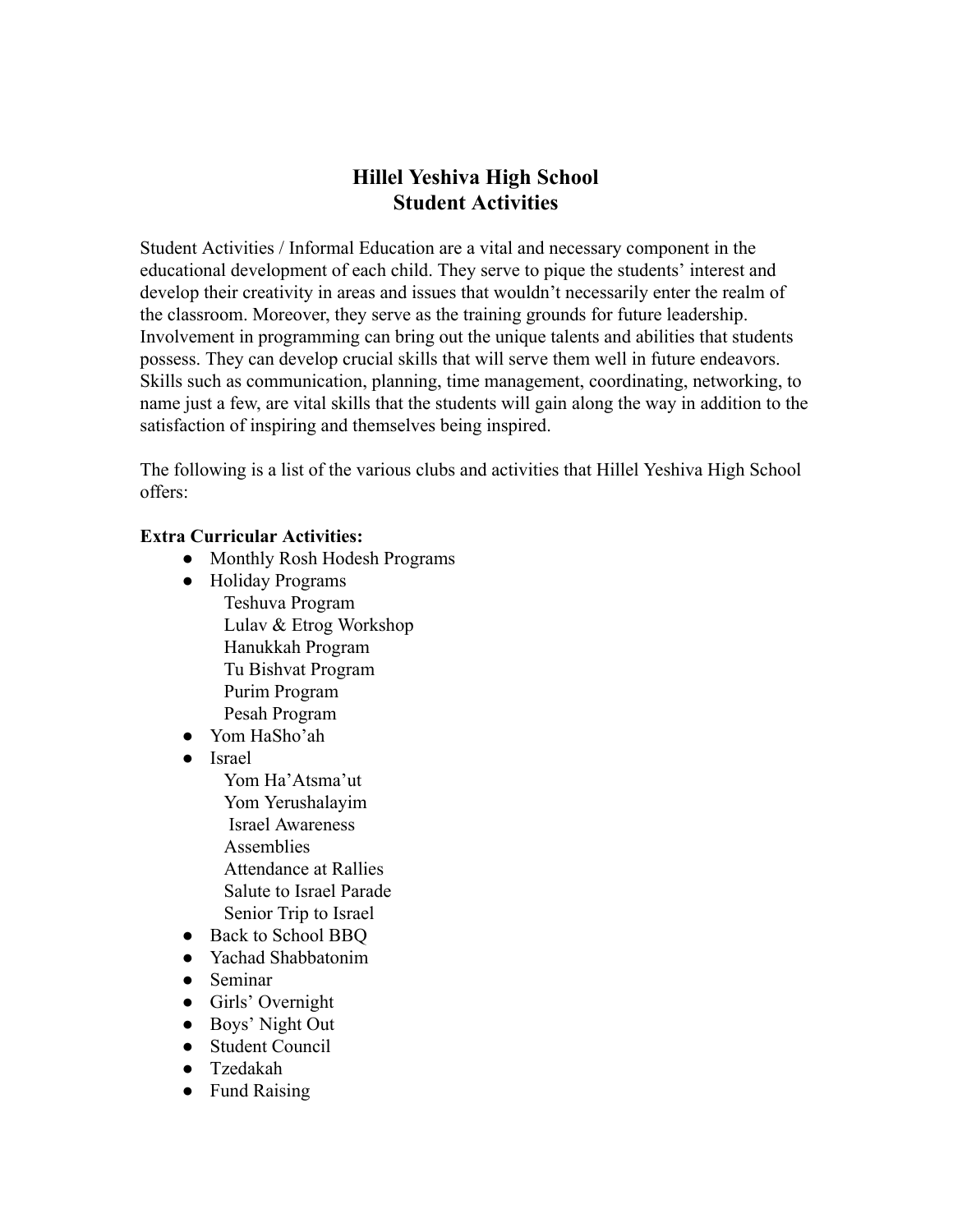# Hillel Yeshiva High School
## Student Activities

Student Activities / Informal Education are a vital and necessary component in the educational development of each child. They serve to pique the students' interest and develop their creativity in areas and issues that wouldn't necessarily enter the realm of the classroom. Moreover, they serve as the training grounds for future leadership. Involvement in programming can bring out the unique talents and abilities that students possess. They can develop crucial skills that will serve them well in future endeavors. Skills such as communication, planning, time management, coordinating, networking, to name just a few, are vital skills that the students will gain along the way in addition to the satisfaction of inspiring and themselves being inspired.

The following is a list of the various clubs and activities that Hillel Yeshiva High School offers:

**Extra Curricular Activities:**

- Monthly Rosh Hodesh Programs
- Holiday Programs
  - Teshuva Program
  - Lulav & Etrog Workshop
  - Hanukkah Program
  - Tu Bishvat Program
  - Purim Program
  - Pesah Program
- Yom HaSho'ah
- Israel
  - Yom Ha'Atsma'ut
  - Yom Yerushalayim
  - Israel Awareness
  - Assemblies
  - Attendance at Rallies
  - Salute to Israel Parade
  - Senior Trip to Israel
- Back to School BBQ
- Yachad Shabbatonim
- Seminar
- Girls' Overnight
- Boys' Night Out
- Student Council
- Tzedakah
- Fund Raising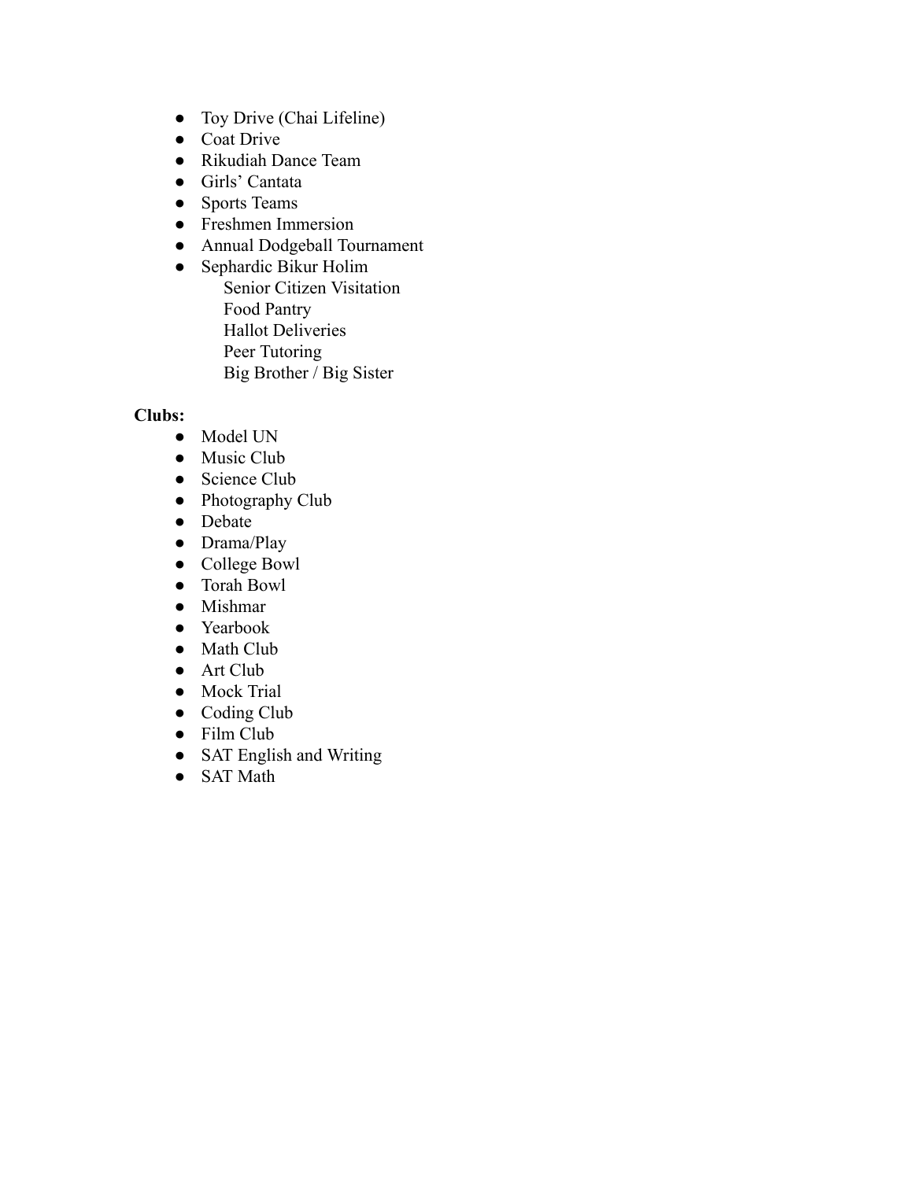- Toy Drive (Chai Lifeline)
- Coat Drive
- Rikudiah Dance Team
- Girls' Cantata
- Sports Teams
- Freshmen Immersion
- Annual Dodgeball Tournament
- Sephardic Bikur Holim
  - Senior Citizen Visitation
  - Food Pantry
  - Hallot Deliveries
  - Peer Tutoring
  - Big Brother / Big Sister

**Clubs:**

- Model UN
- Music Club
- Science Club
- Photography Club
- Debate
- Drama/Play
- College Bowl
- Torah Bowl
- Mishmar
- Yearbook
- Math Club
- Art Club
- Mock Trial
- Coding Club
- Film Club
- SAT English and Writing
- SAT Math